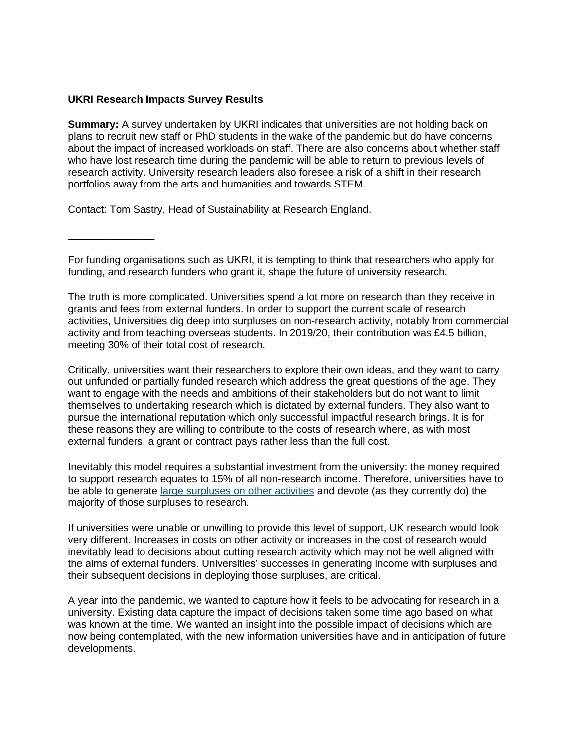**UKRI Research Impacts Survey Results**

**Summary:** A survey undertaken by UKRI indicates that universities are not holding back on plans to recruit new staff or PhD students in the wake of the pandemic but do have concerns about the impact of increased workloads on staff. There are also concerns about whether staff who have lost research time during the pandemic will be able to return to previous levels of research activity. University research leaders also foresee a risk of a shift in their research portfolios away from the arts and humanities and towards STEM.

Contact: Tom Sastry, Head of Sustainability at Research England.

---

For funding organisations such as UKRI, it is tempting to think that researchers who apply for funding, and research funders who grant it, shape the future of university research.

The truth is more complicated. Universities spend a lot more on research than they receive in grants and fees from external funders. In order to support the current scale of research activities, Universities dig deep into surpluses on non-research activity, notably from commercial activity and from teaching overseas students. In 2019/20, their contribution was £4.5 billion, meeting 30% of their total cost of research.

Critically, universities want their researchers to explore their own ideas, and they want to carry out unfunded or partially funded research which address the great questions of the age. They want to engage with the needs and ambitions of their stakeholders but do not want to limit themselves to undertaking research which is dictated by external funders. They also want to pursue the international reputation which only successful impactful research brings. It is for these reasons they are willing to contribute to the costs of research where, as with most external funders, a grant or contract pays rather less than the full cost.

Inevitably this model requires a substantial investment from the university: the money required to support research equates to 15% of all non-research income. Therefore, universities have to be able to generate large surpluses on other activities and devote (as they currently do) the majority of those surpluses to research.

If universities were unable or unwilling to provide this level of support, UK research would look very different. Increases in costs on other activity or increases in the cost of research would inevitably lead to decisions about cutting research activity which may not be well aligned with the aims of external funders. Universities' successes in generating income with surpluses and their subsequent decisions in deploying those surpluses, are critical.

A year into the pandemic, we wanted to capture how it feels to be advocating for research in a university. Existing data capture the impact of decisions taken some time ago based on what was known at the time. We wanted an insight into the possible impact of decisions which are now being contemplated, with the new information universities have and in anticipation of future developments.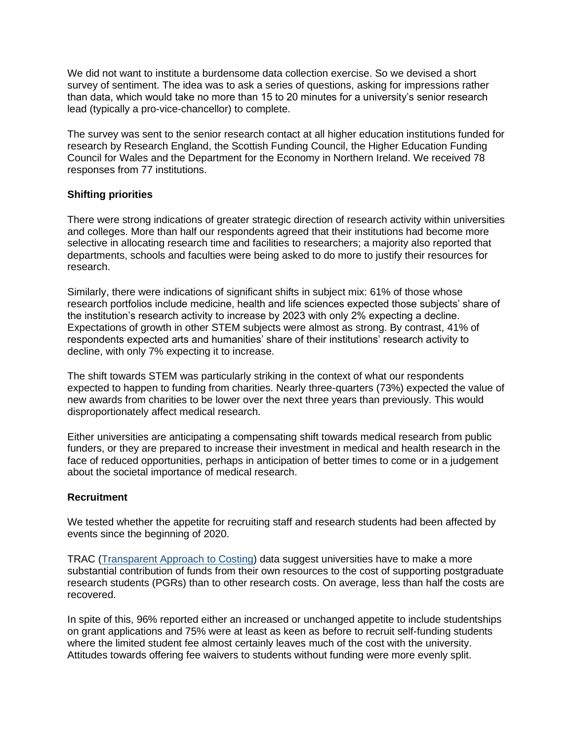We did not want to institute a burdensome data collection exercise. So we devised a short survey of sentiment. The idea was to ask a series of questions, asking for impressions rather than data, which would take no more than 15 to 20 minutes for a university's senior research lead (typically a pro-vice-chancellor) to complete.

The survey was sent to the senior research contact at all higher education institutions funded for research by Research England, the Scottish Funding Council, the Higher Education Funding Council for Wales and the Department for the Economy in Northern Ireland. We received 78 responses from 77 institutions.

**Shifting priorities**

There were strong indications of greater strategic direction of research activity within universities and colleges. More than half our respondents agreed that their institutions had become more selective in allocating research time and facilities to researchers; a majority also reported that departments, schools and faculties were being asked to do more to justify their resources for research.

Similarly, there were indications of significant shifts in subject mix: 61% of those whose research portfolios include medicine, health and life sciences expected those subjects' share of the institution's research activity to increase by 2023 with only 2% expecting a decline. Expectations of growth in other STEM subjects were almost as strong. By contrast, 41% of respondents expected arts and humanities' share of their institutions' research activity to decline, with only 7% expecting it to increase.

The shift towards STEM was particularly striking in the context of what our respondents expected to happen to funding from charities. Nearly three-quarters (73%) expected the value of new awards from charities to be lower over the next three years than previously. This would disproportionately affect medical research.

Either universities are anticipating a compensating shift towards medical research from public funders, or they are prepared to increase their investment in medical and health research in the face of reduced opportunities, perhaps in anticipation of better times to come or in a judgement about the societal importance of medical research.

**Recruitment**

We tested whether the appetite for recruiting staff and research students had been affected by events since the beginning of 2020.

TRAC (Transparent Approach to Costing) data suggest universities have to make a more substantial contribution of funds from their own resources to the cost of supporting postgraduate research students (PGRs) than to other research costs. On average, less than half the costs are recovered.

In spite of this, 96% reported either an increased or unchanged appetite to include studentships on grant applications and 75% were at least as keen as before to recruit self-funding students where the limited student fee almost certainly leaves much of the cost with the university. Attitudes towards offering fee waivers to students without funding were more evenly split.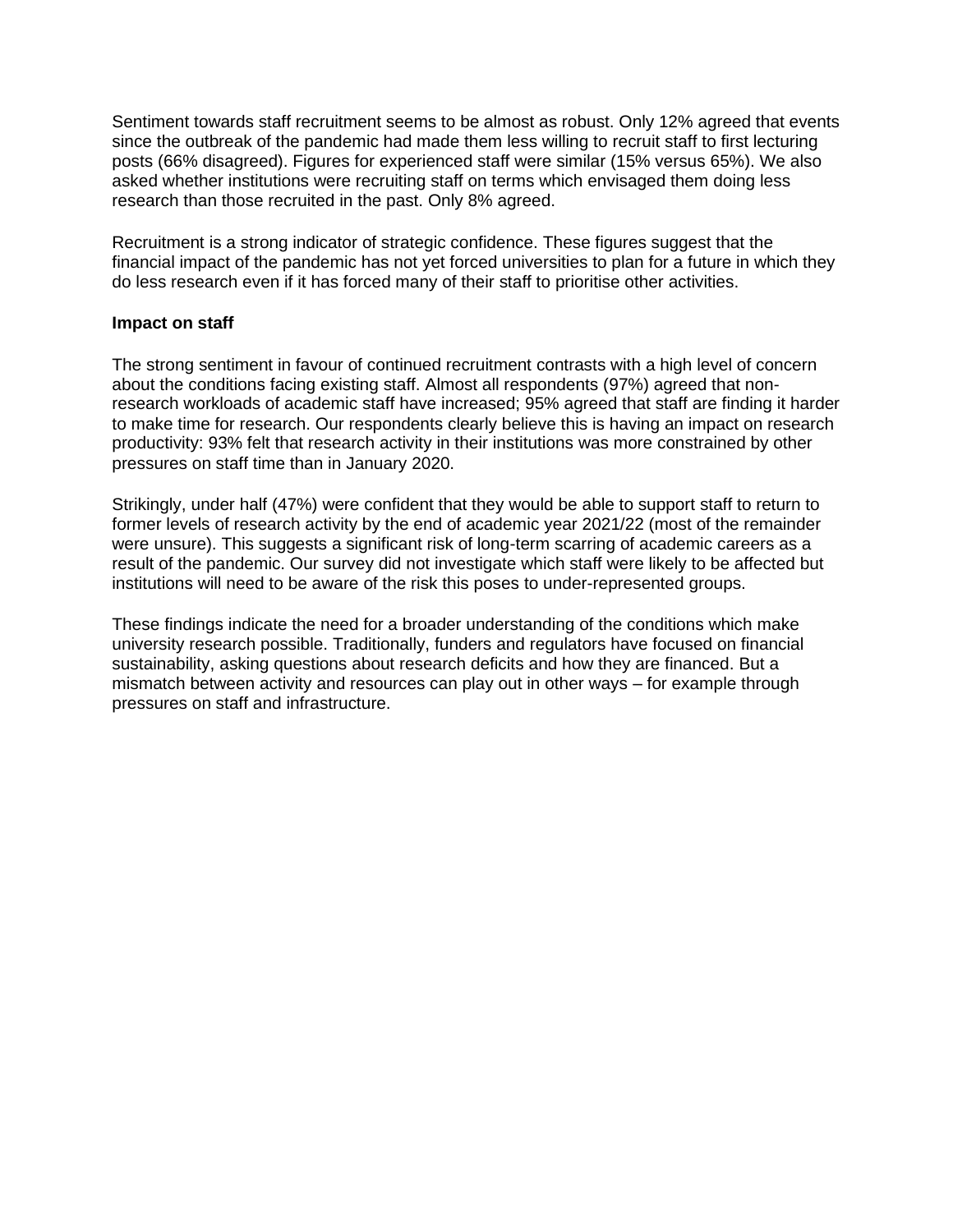Sentiment towards staff recruitment seems to be almost as robust. Only 12% agreed that events since the outbreak of the pandemic had made them less willing to recruit staff to first lecturing posts (66% disagreed). Figures for experienced staff were similar (15% versus 65%). We also asked whether institutions were recruiting staff on terms which envisaged them doing less research than those recruited in the past. Only 8% agreed.

Recruitment is a strong indicator of strategic confidence. These figures suggest that the financial impact of the pandemic has not yet forced universities to plan for a future in which they do less research even if it has forced many of their staff to prioritise other activities.

**Impact on staff**

The strong sentiment in favour of continued recruitment contrasts with a high level of concern about the conditions facing existing staff. Almost all respondents (97%) agreed that non-research workloads of academic staff have increased; 95% agreed that staff are finding it harder to make time for research. Our respondents clearly believe this is having an impact on research productivity: 93% felt that research activity in their institutions was more constrained by other pressures on staff time than in January 2020.

Strikingly, under half (47%) were confident that they would be able to support staff to return to former levels of research activity by the end of academic year 2021/22 (most of the remainder were unsure). This suggests a significant risk of long-term scarring of academic careers as a result of the pandemic. Our survey did not investigate which staff were likely to be affected but institutions will need to be aware of the risk this poses to under-represented groups.

These findings indicate the need for a broader understanding of the conditions which make university research possible. Traditionally, funders and regulators have focused on financial sustainability, asking questions about research deficits and how they are financed. But a mismatch between activity and resources can play out in other ways – for example through pressures on staff and infrastructure.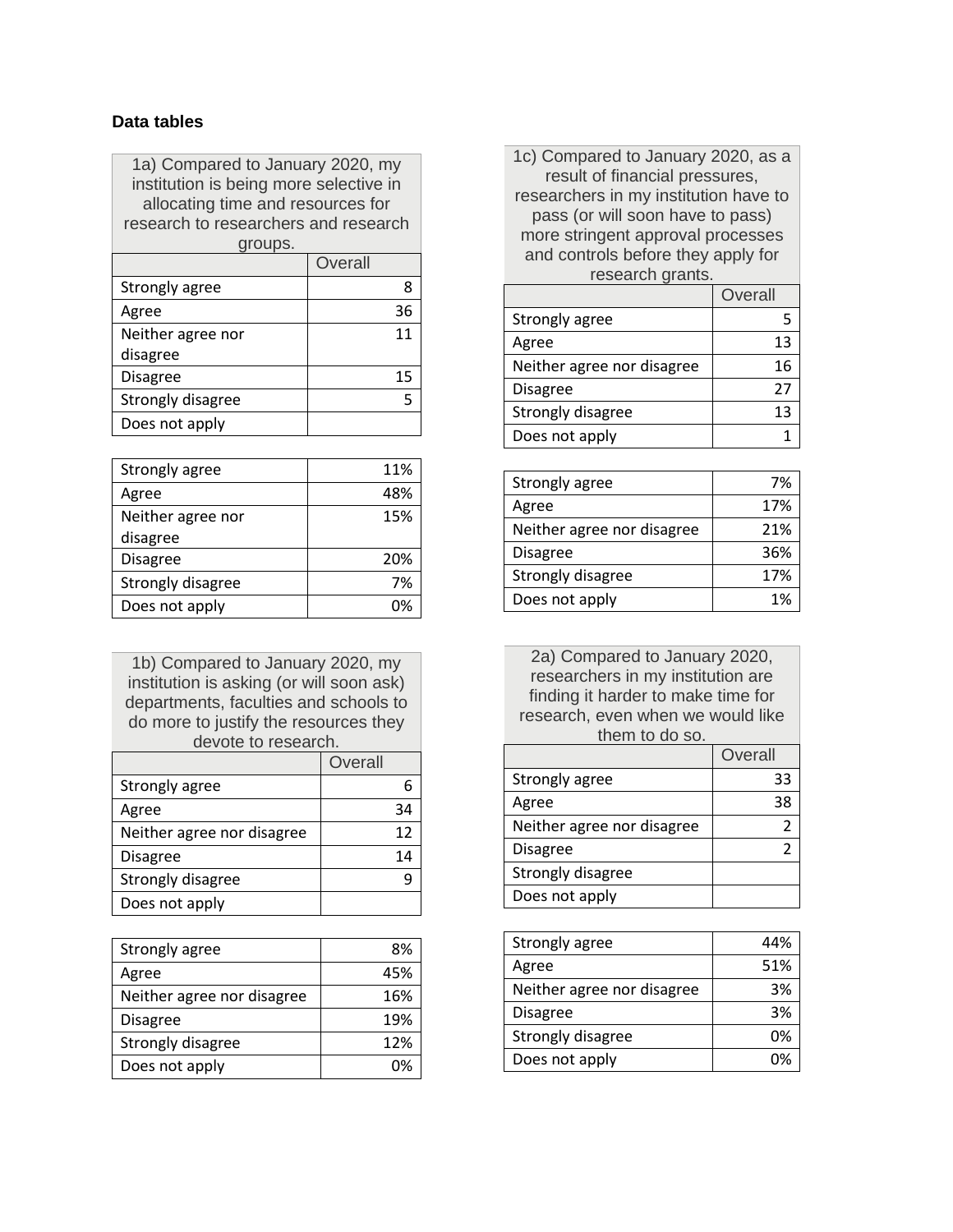**Data tables**

| 1a) Compared to January 2020, my institution is being more selective in allocating time and resources for research to researchers and research groups. | |
|---|---|
| | Overall |
| Strongly agree | 8 |
| Agree | 36 |
| Neither agree nor disagree | 11 |
| Disagree | 15 |
| Strongly disagree | 5 |
| Does not apply | |

| | |
|---|---|
| Strongly agree | 11% |
| Agree | 48% |
| Neither agree nor disagree | 15% |
| Disagree | 20% |
| Strongly disagree | 7% |
| Does not apply | 0% |

| 1b) Compared to January 2020, my institution is asking (or will soon ask) departments, faculties and schools to do more to justify the resources they devote to research. | |
|---|---|
| | Overall |
| Strongly agree | 6 |
| Agree | 34 |
| Neither agree nor disagree | 12 |
| Disagree | 14 |
| Strongly disagree | 9 |
| Does not apply | |

| | |
|---|---|
| Strongly agree | 8% |
| Agree | 45% |
| Neither agree nor disagree | 16% |
| Disagree | 19% |
| Strongly disagree | 12% |
| Does not apply | 0% |

| 1c) Compared to January 2020, as a result of financial pressures, researchers in my institution have to pass (or will soon have to pass) more stringent approval processes and controls before they apply for research grants. | |
|---|---|
| | Overall |
| Strongly agree | 5 |
| Agree | 13 |
| Neither agree nor disagree | 16 |
| Disagree | 27 |
| Strongly disagree | 13 |
| Does not apply | 1 |

| | |
|---|---|
| Strongly agree | 7% |
| Agree | 17% |
| Neither agree nor disagree | 21% |
| Disagree | 36% |
| Strongly disagree | 17% |
| Does not apply | 1% |

| 2a) Compared to January 2020, researchers in my institution are finding it harder to make time for research, even when we would like them to do so. | |
|---|---|
| | Overall |
| Strongly agree | 33 |
| Agree | 38 |
| Neither agree nor disagree | 2 |
| Disagree | 2 |
| Strongly disagree | |
| Does not apply | |

| | |
|---|---|
| Strongly agree | 44% |
| Agree | 51% |
| Neither agree nor disagree | 3% |
| Disagree | 3% |
| Strongly disagree | 0% |
| Does not apply | 0% |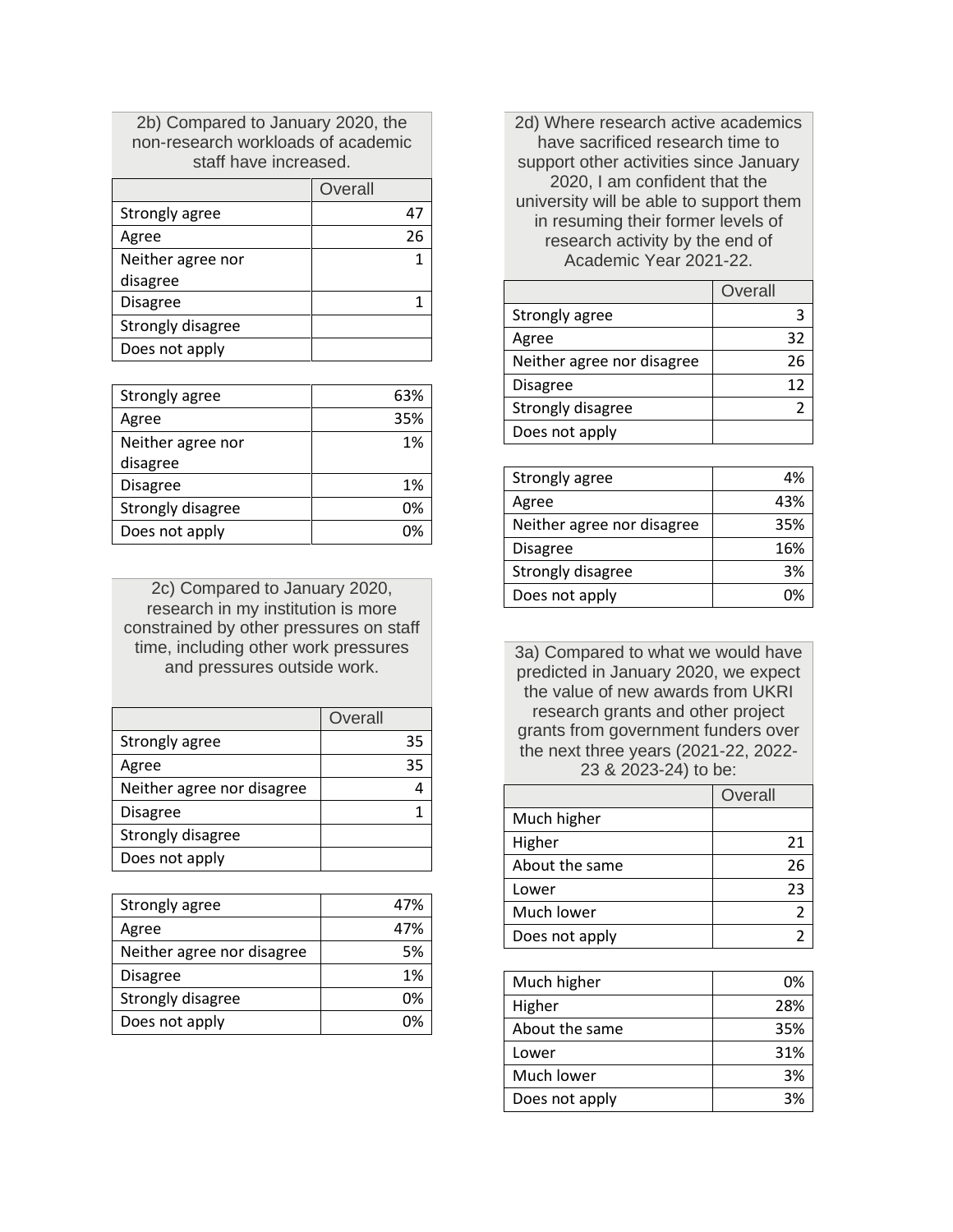2b) Compared to January 2020, the non-research workloads of academic staff have increased.

| | Overall |
|---|---|
| Strongly agree | 47 |
| Agree | 26 |
| Neither agree nor disagree | 1 |
| Disagree | 1 |
| Strongly disagree | |
| Does not apply | |

| | |
|---|---|
| Strongly agree | 63% |
| Agree | 35% |
| Neither agree nor disagree | 1% |
| Disagree | 1% |
| Strongly disagree | 0% |
| Does not apply | 0% |

2c) Compared to January 2020, research in my institution is more constrained by other pressures on staff time, including other work pressures and pressures outside work.

| | Overall |
|---|---|
| Strongly agree | 35 |
| Agree | 35 |
| Neither agree nor disagree | 4 |
| Disagree | 1 |
| Strongly disagree | |
| Does not apply | |

| | |
|---|---|
| Strongly agree | 47% |
| Agree | 47% |
| Neither agree nor disagree | 5% |
| Disagree | 1% |
| Strongly disagree | 0% |
| Does not apply | 0% |

2d) Where research active academics have sacrificed research time to support other activities since January 2020, I am confident that the university will be able to support them in resuming their former levels of research activity by the end of Academic Year 2021-22.

| | Overall |
|---|---|
| Strongly agree | 3 |
| Agree | 32 |
| Neither agree nor disagree | 26 |
| Disagree | 12 |
| Strongly disagree | 2 |
| Does not apply | |

| | |
|---|---|
| Strongly agree | 4% |
| Agree | 43% |
| Neither agree nor disagree | 35% |
| Disagree | 16% |
| Strongly disagree | 3% |
| Does not apply | 0% |

3a) Compared to what we would have predicted in January 2020, we expect the value of new awards from UKRI research grants and other project grants from government funders over the next three years (2021-22, 2022-23 & 2023-24) to be:

| | Overall |
|---|---|
| Much higher | |
| Higher | 21 |
| About the same | 26 |
| Lower | 23 |
| Much lower | 2 |
| Does not apply | 2 |

| | |
|---|---|
| Much higher | 0% |
| Higher | 28% |
| About the same | 35% |
| Lower | 31% |
| Much lower | 3% |
| Does not apply | 3% |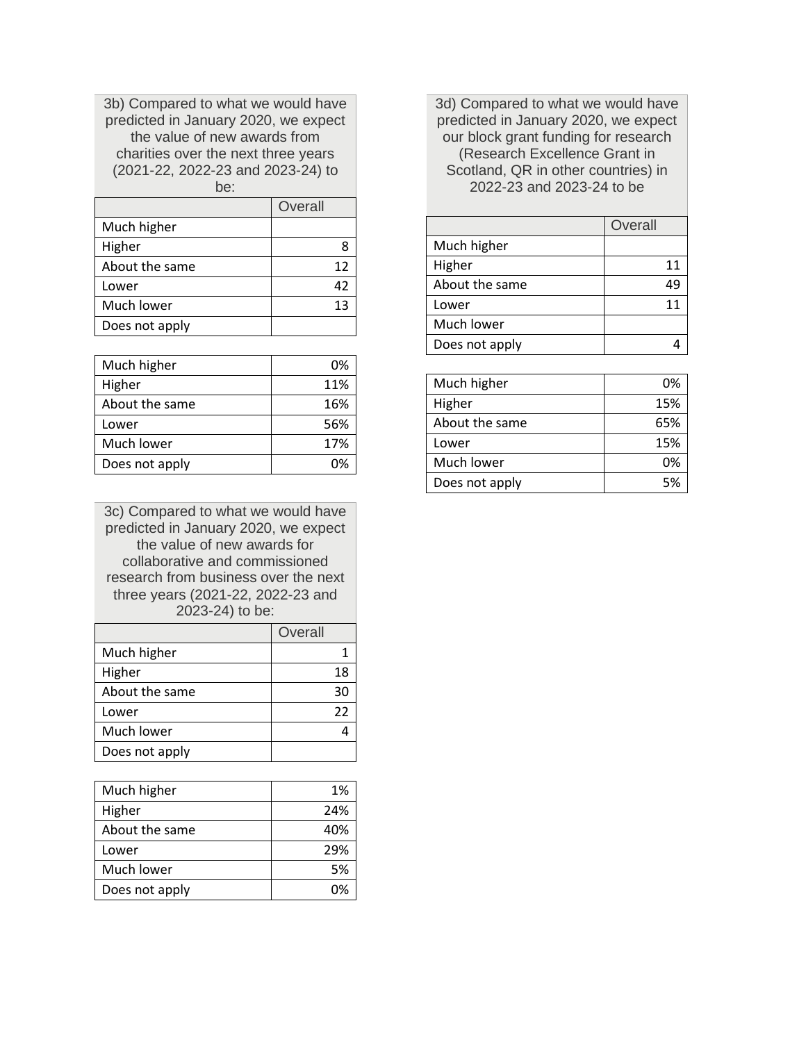3b) Compared to what we would have predicted in January 2020, we expect the value of new awards from charities over the next three years (2021-22, 2022-23 and 2023-24) to be:

| | Overall |
|---|---|
| Much higher | |
| Higher | 8 |
| About the same | 12 |
| Lower | 42 |
| Much lower | 13 |
| Does not apply | |

| | |
|---|---|
| Much higher | 0% |
| Higher | 11% |
| About the same | 16% |
| Lower | 56% |
| Much lower | 17% |
| Does not apply | 0% |

3c) Compared to what we would have predicted in January 2020, we expect the value of new awards for collaborative and commissioned research from business over the next three years (2021-22, 2022-23 and 2023-24) to be:

| | Overall |
|---|---|
| Much higher | 1 |
| Higher | 18 |
| About the same | 30 |
| Lower | 22 |
| Much lower | 4 |
| Does not apply | |

| | |
|---|---|
| Much higher | 1% |
| Higher | 24% |
| About the same | 40% |
| Lower | 29% |
| Much lower | 5% |
| Does not apply | 0% |

3d) Compared to what we would have predicted in January 2020, we expect our block grant funding for research (Research Excellence Grant in Scotland, QR in other countries) in 2022-23 and 2023-24 to be

| | Overall |
|---|---|
| Much higher | |
| Higher | 11 |
| About the same | 49 |
| Lower | 11 |
| Much lower | |
| Does not apply | 4 |

| | |
|---|---|
| Much higher | 0% |
| Higher | 15% |
| About the same | 65% |
| Lower | 15% |
| Much lower | 0% |
| Does not apply | 5% |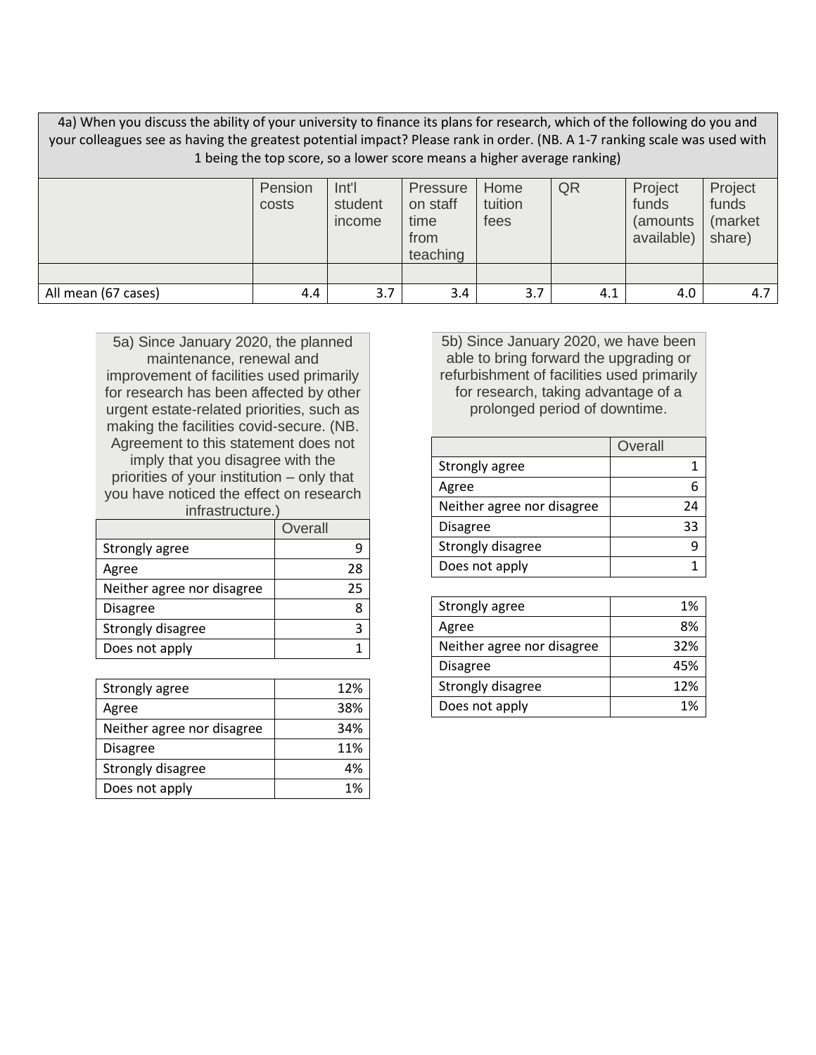4a) When you discuss the ability of your university to finance its plans for research, which of the following do you and your colleagues see as having the greatest potential impact? Please rank in order. (NB. A 1-7 ranking scale was used with 1 being the top score, so a lower score means a higher average ranking)

| | Pension costs | Int'l student income | Pressure on staff time from teaching | Home tuition fees | QR | Project funds (amounts available) | Project funds (market share) |
|---|---|---|---|---|---|---|---|
| | | | | | | | |
| All mean (67 cases) | 4.4 | 3.7 | 3.4 | 3.7 | 4.1 | 4.0 | 4.7 |

5a) Since January 2020, the planned maintenance, renewal and improvement of facilities used primarily for research has been affected by other urgent estate-related priorities, such as making the facilities covid-secure. (NB. Agreement to this statement does not imply that you disagree with the priorities of your institution – only that you have noticed the effect on research infrastructure.)

| | Overall |
|---|---|
| Strongly agree | 9 |
| Agree | 28 |
| Neither agree nor disagree | 25 |
| Disagree | 8 |
| Strongly disagree | 3 |
| Does not apply | 1 |

| | |
|---|---|
| Strongly agree | 12% |
| Agree | 38% |
| Neither agree nor disagree | 34% |
| Disagree | 11% |
| Strongly disagree | 4% |
| Does not apply | 1% |

5b) Since January 2020, we have been able to bring forward the upgrading or refurbishment of facilities used primarily for research, taking advantage of a prolonged period of downtime.

| | Overall |
|---|---|
| Strongly agree | 1 |
| Agree | 6 |
| Neither agree nor disagree | 24 |
| Disagree | 33 |
| Strongly disagree | 9 |
| Does not apply | 1 |

| | |
|---|---|
| Strongly agree | 1% |
| Agree | 8% |
| Neither agree nor disagree | 32% |
| Disagree | 45% |
| Strongly disagree | 12% |
| Does not apply | 1% |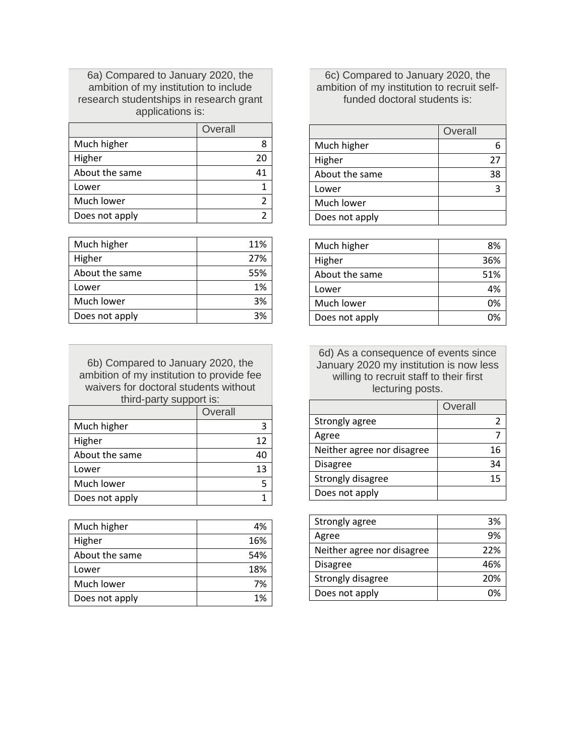6a) Compared to January 2020, the ambition of my institution to include research studentships in research grant applications is:

| | Overall |
|---|---|
| Much higher | 8 |
| Higher | 20 |
| About the same | 41 |
| Lower | 1 |
| Much lower | 2 |
| Does not apply | 2 |

| | |
|---|---|
| Much higher | 11% |
| Higher | 27% |
| About the same | 55% |
| Lower | 1% |
| Much lower | 3% |
| Does not apply | 3% |

6b) Compared to January 2020, the ambition of my institution to provide fee waivers for doctoral students without third-party support is:

| | Overall |
|---|---|
| Much higher | 3 |
| Higher | 12 |
| About the same | 40 |
| Lower | 13 |
| Much lower | 5 |
| Does not apply | 1 |

| | |
|---|---|
| Much higher | 4% |
| Higher | 16% |
| About the same | 54% |
| Lower | 18% |
| Much lower | 7% |
| Does not apply | 1% |

6c) Compared to January 2020, the ambition of my institution to recruit self-funded doctoral students is:

| | Overall |
|---|---|
| Much higher | 6 |
| Higher | 27 |
| About the same | 38 |
| Lower | 3 |
| Much lower | |
| Does not apply | |

| | |
|---|---|
| Much higher | 8% |
| Higher | 36% |
| About the same | 51% |
| Lower | 4% |
| Much lower | 0% |
| Does not apply | 0% |

6d) As a consequence of events since January 2020 my institution is now less willing to recruit staff to their first lecturing posts.

| | Overall |
|---|---|
| Strongly agree | 2 |
| Agree | 7 |
| Neither agree nor disagree | 16 |
| Disagree | 34 |
| Strongly disagree | 15 |
| Does not apply | |

| | |
|---|---|
| Strongly agree | 3% |
| Agree | 9% |
| Neither agree nor disagree | 22% |
| Disagree | 46% |
| Strongly disagree | 20% |
| Does not apply | 0% |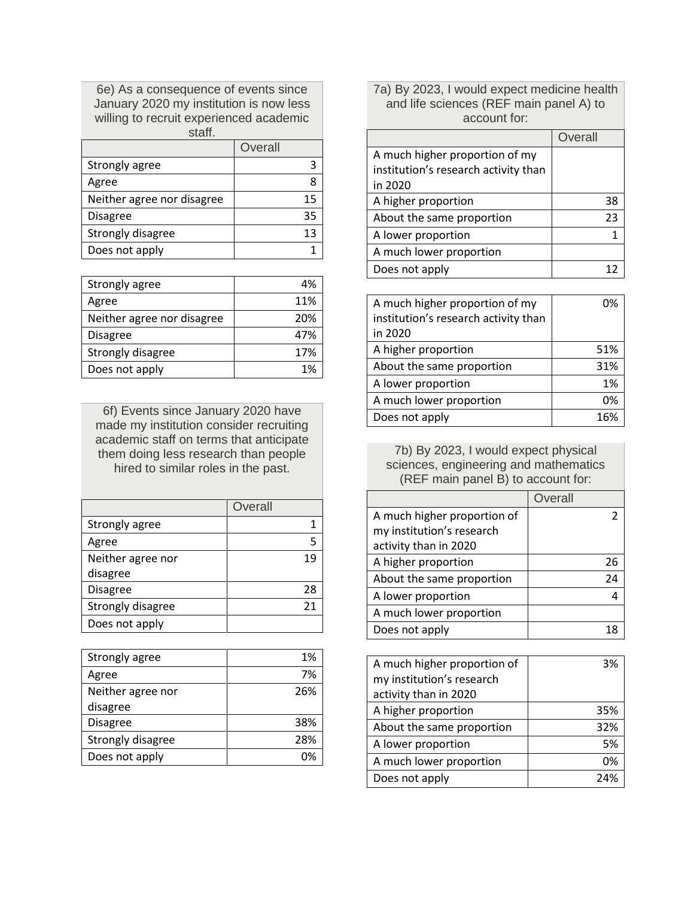6e) As a consequence of events since January 2020 my institution is now less willing to recruit experienced academic staff.

| | Overall |
|---|---|
| Strongly agree | 3 |
| Agree | 8 |
| Neither agree nor disagree | 15 |
| Disagree | 35 |
| Strongly disagree | 13 |
| Does not apply | 1 |

| | |
|---|---|
| Strongly agree | 4% |
| Agree | 11% |
| Neither agree nor disagree | 20% |
| Disagree | 47% |
| Strongly disagree | 17% |
| Does not apply | 1% |

6f) Events since January 2020 have made my institution consider recruiting academic staff on terms that anticipate them doing less research than people hired to similar roles in the past.

| | Overall |
|---|---|
| Strongly agree | 1 |
| Agree | 5 |
| Neither agree nor disagree | 19 |
| Disagree | 28 |
| Strongly disagree | 21 |
| Does not apply | |

| | |
|---|---|
| Strongly agree | 1% |
| Agree | 7% |
| Neither agree nor disagree | 26% |
| Disagree | 38% |
| Strongly disagree | 28% |
| Does not apply | 0% |

7a) By 2023, I would expect medicine health and life sciences (REF main panel A) to account for:

| | Overall |
|---|---|
| A much higher proportion of my institution's research activity than in 2020 | |
| A higher proportion | 38 |
| About the same proportion | 23 |
| A lower proportion | 1 |
| A much lower proportion | |
| Does not apply | 12 |

| | |
|---|---|
| A much higher proportion of my institution's research activity than in 2020 | 0% |
| A higher proportion | 51% |
| About the same proportion | 31% |
| A lower proportion | 1% |
| A much lower proportion | 0% |
| Does not apply | 16% |

7b) By 2023, I would expect physical sciences, engineering and mathematics (REF main panel B) to account for:

| | Overall |
|---|---|
| A much higher proportion of my institution's research activity than in 2020 | 2 |
| A higher proportion | 26 |
| About the same proportion | 24 |
| A lower proportion | 4 |
| A much lower proportion | |
| Does not apply | 18 |

| | |
|---|---|
| A much higher proportion of my institution's research activity than in 2020 | 3% |
| A higher proportion | 35% |
| About the same proportion | 32% |
| A lower proportion | 5% |
| A much lower proportion | 0% |
| Does not apply | 24% |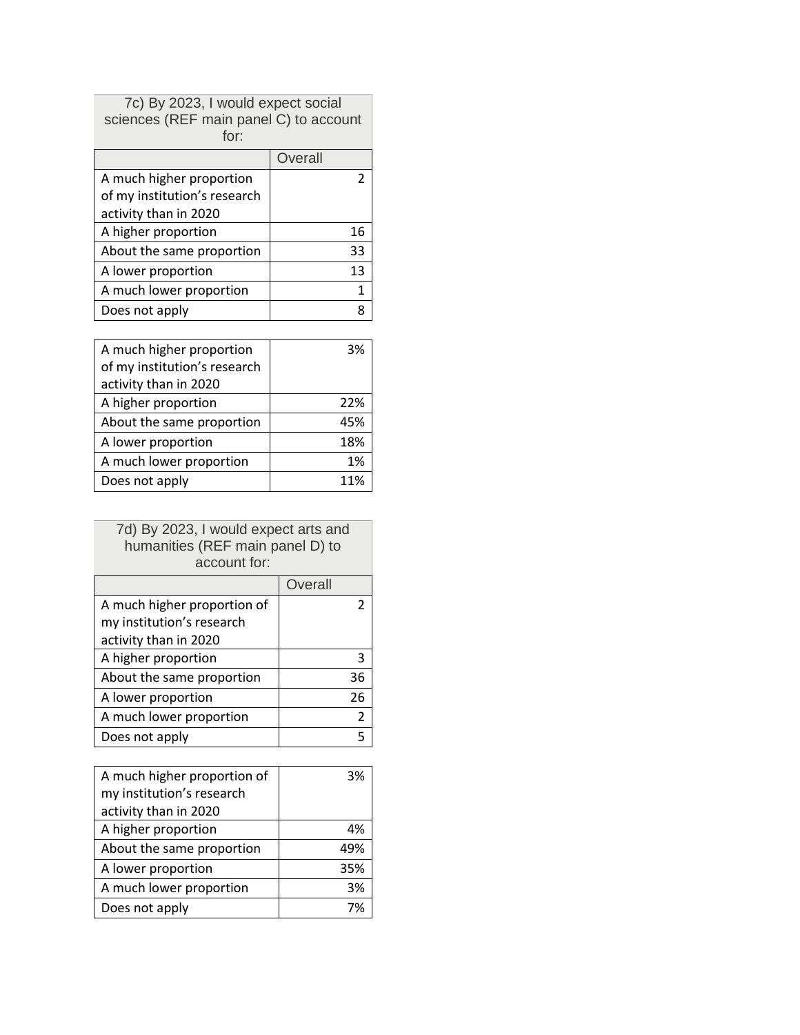7c) By 2023, I would expect social sciences (REF main panel C) to account for:

| | Overall |
|---|---|
| A much higher proportion of my institution's research activity than in 2020 | 2 |
| A higher proportion | 16 |
| About the same proportion | 33 |
| A lower proportion | 13 |
| A much lower proportion | 1 |
| Does not apply | 8 |

| | |
|---|---|
| A much higher proportion of my institution's research activity than in 2020 | 3% |
| A higher proportion | 22% |
| About the same proportion | 45% |
| A lower proportion | 18% |
| A much lower proportion | 1% |
| Does not apply | 11% |

7d) By 2023, I would expect arts and humanities (REF main panel D) to account for:

| | Overall |
|---|---|
| A much higher proportion of my institution's research activity than in 2020 | 2 |
| A higher proportion | 3 |
| About the same proportion | 36 |
| A lower proportion | 26 |
| A much lower proportion | 2 |
| Does not apply | 5 |

| | |
|---|---|
| A much higher proportion of my institution's research activity than in 2020 | 3% |
| A higher proportion | 4% |
| About the same proportion | 49% |
| A lower proportion | 35% |
| A much lower proportion | 3% |
| Does not apply | 7% |